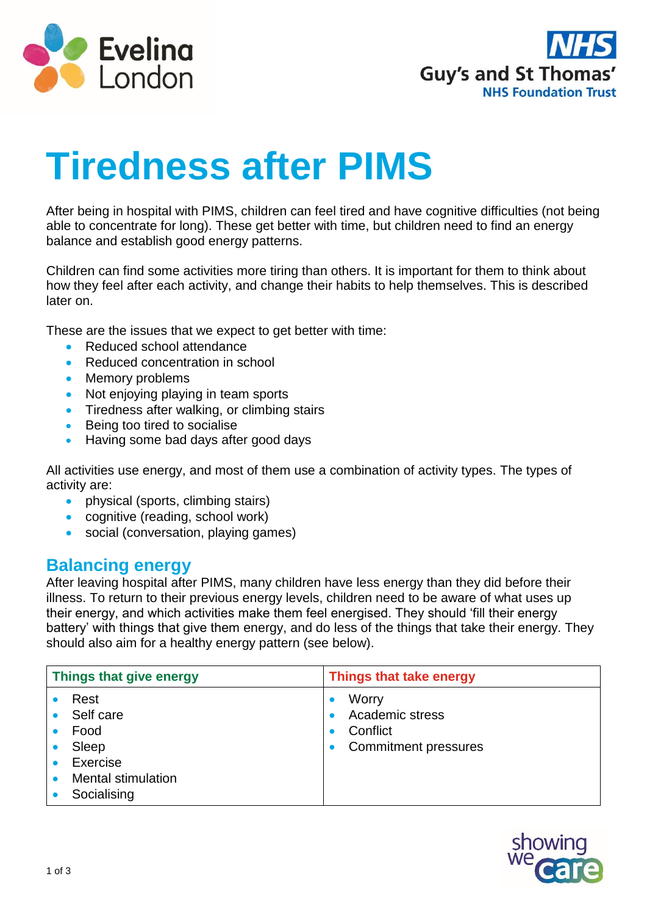# Tiredness after PIMS

After being in hospital with PIMS, children can feel tired and have cognitive difficulties (not being able to concentrate for long). These get better with time, but children need to find an energy balance and establish good energy patterns.

Children can find some activities more tiring than others. It is important for them to think about how they feel after each activity, and change their habits to help themselves. This is described later on.

These are the issues that we expect to get better with time:

- Reduced school attendance
- Reduced concentration in school
- Memory problems
- Not enjoying playing in team sports
- Tiredness after walking, or climbing stairs
- Being too tired to socialise
- Having some bad days after good days

All activities use energy, and most of them use a combination of activity types. The types of activity are:

- physical (sports, climbing stairs)
- cognitive (reading, school work)
- social (conversation, playing games)

## Balancing energy

After leaving hospital after PIMS, many children have less energy than they did before their illness. To return to their previous energy levels, children need to be aware of what uses up their energy, and which activities make them feel energised. They should 'fill their energy battery' with things that give them energy, and do less of the things that take their energy. They should also aim for a healthy energy pattern (see below).

| Things that give energy | Things that take energy |
|---|---|
| • Rest<br>• Self care<br>• Food<br>• Sleep<br>• Exercise<br>• Mental stimulation<br>• Socialising | • Worry<br>• Academic stress<br>• Conflict<br>• Commitment pressures |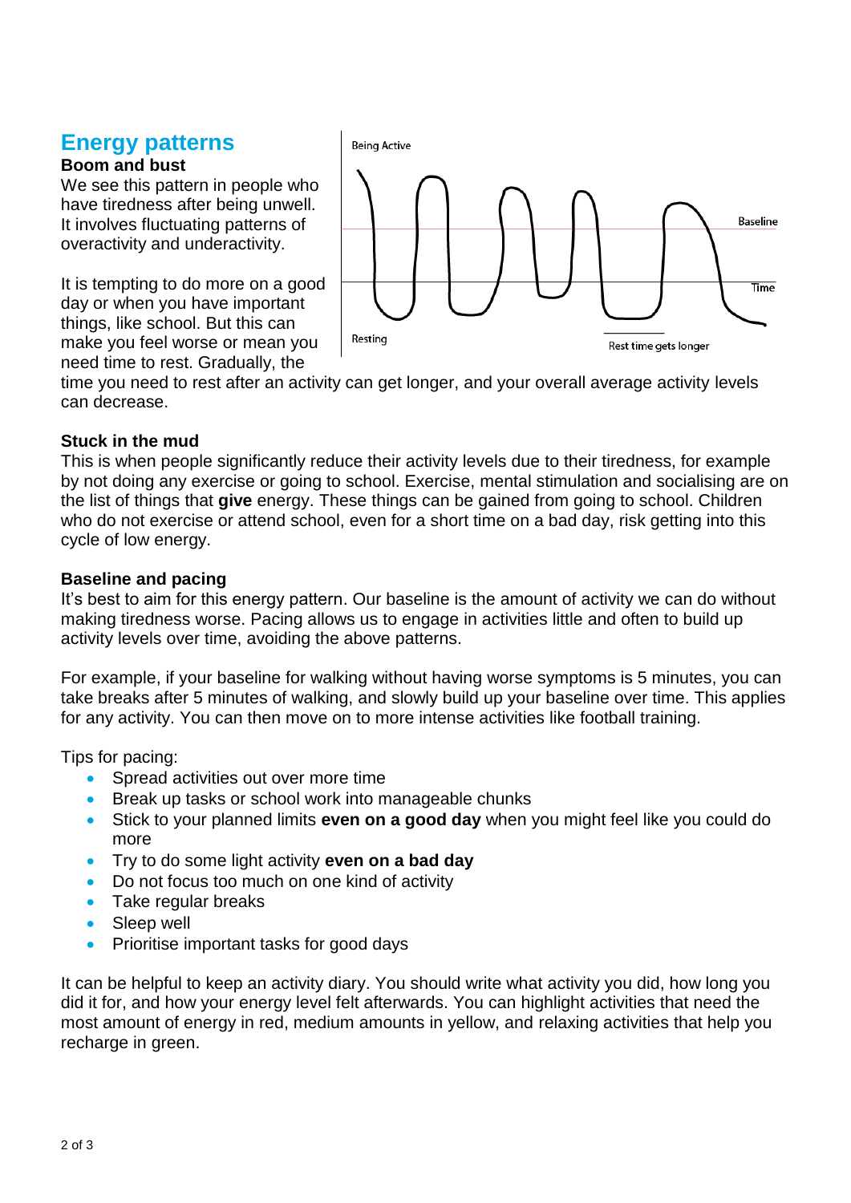## Energy patterns

### Boom and bust

We see this pattern in people who have tiredness after being unwell. It involves fluctuating patterns of overactivity and underactivity.

It is tempting to do more on a good day or when you have important things, like school. But this can make you feel worse or mean you need time to rest. Gradually, the time you need to rest after an activity can get longer, and your overall average activity levels can decrease.

### Stuck in the mud

This is when people significantly reduce their activity levels due to their tiredness, for example by not doing any exercise or going to school. Exercise, mental stimulation and socialising are on the list of things that **give** energy. These things can be gained from going to school. Children who do not exercise or attend school, even for a short time on a bad day, risk getting into this cycle of low energy.

### Baseline and pacing

It's best to aim for this energy pattern. Our baseline is the amount of activity we can do without making tiredness worse. Pacing allows us to engage in activities little and often to build up activity levels over time, avoiding the above patterns.

For example, if your baseline for walking without having worse symptoms is 5 minutes, you can take breaks after 5 minutes of walking, and slowly build up your baseline over time. This applies for any activity. You can then move on to more intense activities like football training.

Tips for pacing:

- Spread activities out over more time
- Break up tasks or school work into manageable chunks
- Stick to your planned limits **even on a good day** when you might feel like you could do more
- Try to do some light activity **even on a bad day**
- Do not focus too much on one kind of activity
- Take regular breaks
- Sleep well
- Prioritise important tasks for good days

It can be helpful to keep an activity diary. You should write what activity you did, how long you did it for, and how your energy level felt afterwards. You can highlight activities that need the most amount of energy in red, medium amounts in yellow, and relaxing activities that help you recharge in green.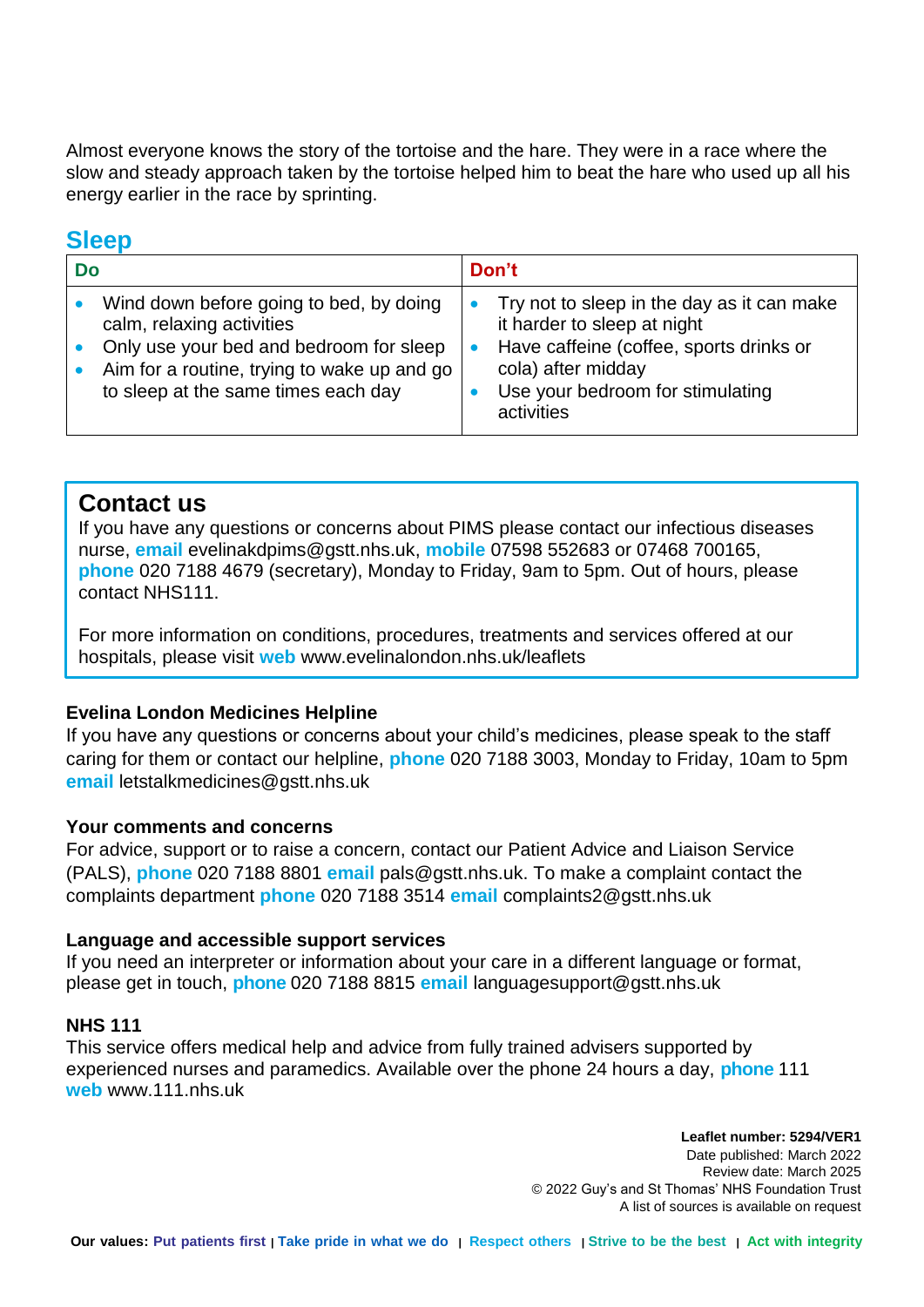Almost everyone knows the story of the tortoise and the hare. They were in a race where the slow and steady approach taken by the tortoise helped him to beat the hare who used up all his energy earlier in the race by sprinting.

## Sleep

| Do | Don't |
|---|---|
| • Wind down before going to bed, by doing calm, relaxing activities<br>• Only use your bed and bedroom for sleep<br>• Aim for a routine, trying to wake up and go to sleep at the same times each day | • Try not to sleep in the day as it can make it harder to sleep at night<br>• Have caffeine (coffee, sports drinks or cola) after midday<br>• Use your bedroom for stimulating activities |

## Contact us

If you have any questions or concerns about PIMS please contact our infectious diseases nurse, **email** evelinakdpims@gstt.nhs.uk, **mobile** 07598 552683 or 07468 700165, **phone** 020 7188 4679 (secretary), Monday to Friday, 9am to 5pm. Out of hours, please contact NHS111.

For more information on conditions, procedures, treatments and services offered at our hospitals, please visit **web** www.evelinalondon.nhs.uk/leaflets

### Evelina London Medicines Helpline

If you have any questions or concerns about your child's medicines, please speak to the staff caring for them or contact our helpline, **phone** 020 7188 3003, Monday to Friday, 10am to 5pm **email** letstalkmedicines@gstt.nhs.uk

### Your comments and concerns

For advice, support or to raise a concern, contact our Patient Advice and Liaison Service (PALS), **phone** 020 7188 8801 **email** pals@gstt.nhs.uk. To make a complaint contact the complaints department **phone** 020 7188 3514 **email** complaints2@gstt.nhs.uk

### Language and accessible support services

If you need an interpreter or information about your care in a different language or format, please get in touch, **phone** 020 7188 8815 **email** languagesupport@gstt.nhs.uk

### NHS 111

This service offers medical help and advice from fully trained advisers supported by experienced nurses and paramedics. Available over the phone 24 hours a day, **phone** 111 **web** www.111.nhs.uk

**Leaflet number: 5294/VER1**
Date published: March 2022
Review date: March 2025
© 2022 Guy's and St Thomas' NHS Foundation Trust
A list of sources is available on request

**Our values:** Put patients first | Take pride in what we do | Respect others | Strive to be the best | Act with integrity